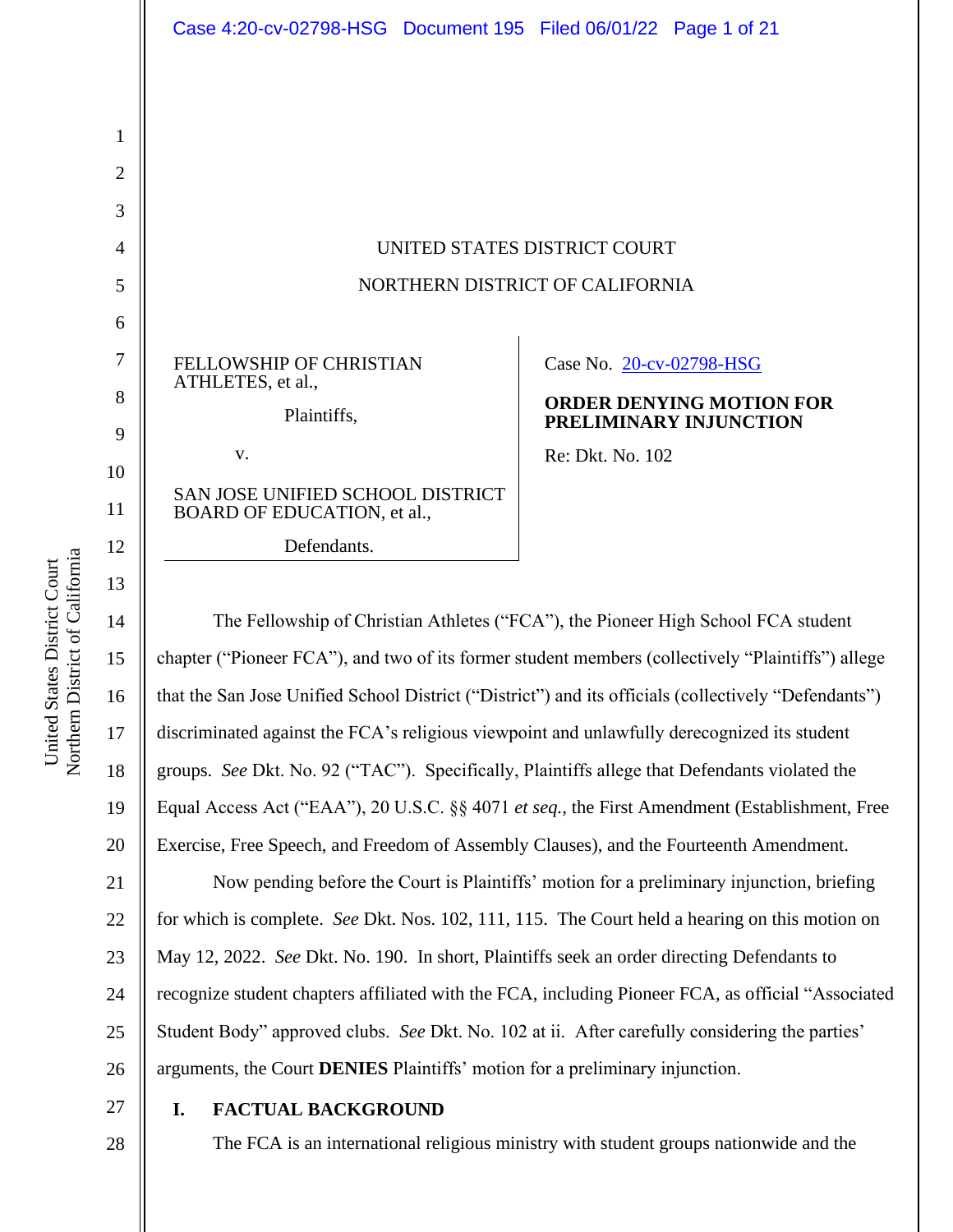UNITED STATES DISTRICT COURT

NORTHERN DISTRICT OF CALIFORNIA

| FELLOWSHIP OF CHRISTIAN ATHLETES, et al., Plaintiffs, v. SAN JOSE UNIFIED SCHOOL DISTRICT BOARD OF EDUCATION, et al., Defendants. | Case No. 20-cv-02798-HSG **ORDER DENYING MOTION FOR PRELIMINARY INJUNCTION** Re: Dkt. No. 102 |
|---|---|

The Fellowship of Christian Athletes ("FCA"), the Pioneer High School FCA student chapter ("Pioneer FCA"), and two of its former student members (collectively "Plaintiffs") allege that the San Jose Unified School District ("District") and its officials (collectively "Defendants") discriminated against the FCA's religious viewpoint and unlawfully derecognized its student groups. *See* Dkt. No. 92 ("TAC"). Specifically, Plaintiffs allege that Defendants violated the Equal Access Act ("EAA"), 20 U.S.C. §§ 4071 *et seq.*, the First Amendment (Establishment, Free Exercise, Free Speech, and Freedom of Assembly Clauses), and the Fourteenth Amendment.

Now pending before the Court is Plaintiffs' motion for a preliminary injunction, briefing for which is complete. *See* Dkt. Nos. 102, 111, 115. The Court held a hearing on this motion on May 12, 2022. *See* Dkt. No. 190. In short, Plaintiffs seek an order directing Defendants to recognize student chapters affiliated with the FCA, including Pioneer FCA, as official "Associated Student Body" approved clubs. *See* Dkt. No. 102 at ii. After carefully considering the parties' arguments, the Court **DENIES** Plaintiffs' motion for a preliminary injunction.

## I. FACTUAL BACKGROUND

The FCA is an international religious ministry with student groups nationwide and the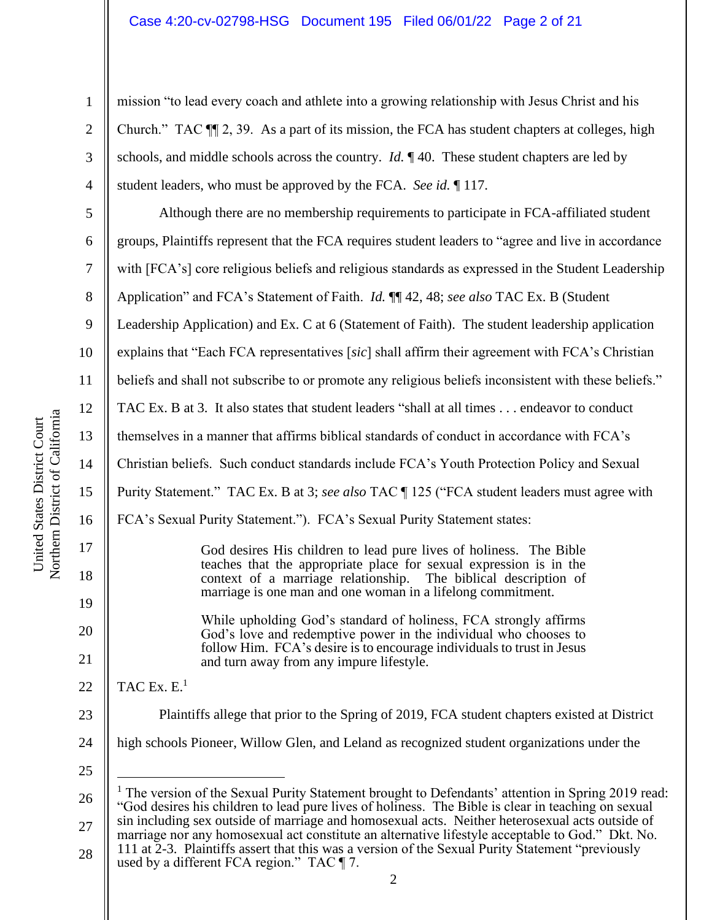mission "to lead every coach and athlete into a growing relationship with Jesus Christ and his Church." TAC ¶¶ 2, 39. As a part of its mission, the FCA has student chapters at colleges, high schools, and middle schools across the country. *Id.* ¶ 40. These student chapters are led by student leaders, who must be approved by the FCA. *See id.* ¶ 117.

Although there are no membership requirements to participate in FCA-affiliated student groups, Plaintiffs represent that the FCA requires student leaders to "agree and live in accordance with [FCA's] core religious beliefs and religious standards as expressed in the Student Leadership Application" and FCA's Statement of Faith. *Id.* ¶¶ 42, 48; *see also* TAC Ex. B (Student Leadership Application) and Ex. C at 6 (Statement of Faith). The student leadership application explains that "Each FCA representatives [*sic*] shall affirm their agreement with FCA's Christian beliefs and shall not subscribe to or promote any religious beliefs inconsistent with these beliefs." TAC Ex. B at 3. It also states that student leaders "shall at all times . . . endeavor to conduct themselves in a manner that affirms biblical standards of conduct in accordance with FCA's Christian beliefs. Such conduct standards include FCA's Youth Protection Policy and Sexual Purity Statement." TAC Ex. B at 3; *see also* TAC ¶ 125 ("FCA student leaders must agree with FCA's Sexual Purity Statement."). FCA's Sexual Purity Statement states:

> God desires His children to lead pure lives of holiness. The Bible teaches that the appropriate place for sexual expression is in the context of a marriage relationship. The biblical description of marriage is one man and one woman in a lifelong commitment.
>
> While upholding God's standard of holiness, FCA strongly affirms God's love and redemptive power in the individual who chooses to follow Him. FCA's desire is to encourage individuals to trust in Jesus and turn away from any impure lifestyle.

TAC Ex. E.[1]

Plaintiffs allege that prior to the Spring of 2019, FCA student chapters existed at District high schools Pioneer, Willow Glen, and Leland as recognized student organizations under the

---

[1] The version of the Sexual Purity Statement brought to Defendants' attention in Spring 2019 read: "God desires his children to lead pure lives of holiness. The Bible is clear in teaching on sexual sin including sex outside of marriage and homosexual acts. Neither heterosexual acts outside of marriage nor any homosexual act constitute an alternative lifestyle acceptable to God." Dkt. No. 111 at 2-3. Plaintiffs assert that this was a version of the Sexual Purity Statement "previously used by a different FCA region." TAC ¶ 7.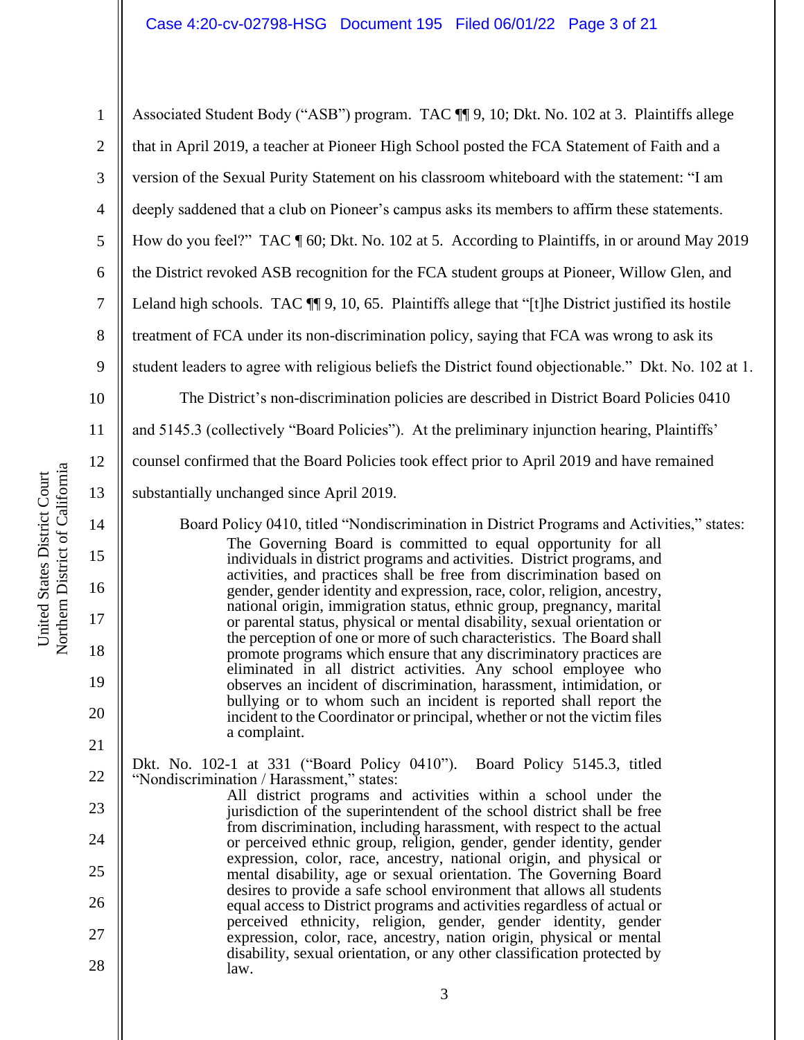Associated Student Body ("ASB") program. TAC ¶¶ 9, 10; Dkt. No. 102 at 3. Plaintiffs allege that in April 2019, a teacher at Pioneer High School posted the FCA Statement of Faith and a version of the Sexual Purity Statement on his classroom whiteboard with the statement: "I am deeply saddened that a club on Pioneer's campus asks its members to affirm these statements. How do you feel?" TAC ¶ 60; Dkt. No. 102 at 5. According to Plaintiffs, in or around May 2019 the District revoked ASB recognition for the FCA student groups at Pioneer, Willow Glen, and Leland high schools. TAC ¶¶ 9, 10, 65. Plaintiffs allege that "[t]he District justified its hostile treatment of FCA under its non-discrimination policy, saying that FCA was wrong to ask its student leaders to agree with religious beliefs the District found objectionable." Dkt. No. 102 at 1.

The District's non-discrimination policies are described in District Board Policies 0410 and 5145.3 (collectively "Board Policies"). At the preliminary injunction hearing, Plaintiffs' counsel confirmed that the Board Policies took effect prior to April 2019 and have remained substantially unchanged since April 2019.

Board Policy 0410, titled "Nondiscrimination in District Programs and Activities," states:

> The Governing Board is committed to equal opportunity for all individuals in district programs and activities. District programs, and activities, and practices shall be free from discrimination based on gender, gender identity and expression, race, color, religion, ancestry, national origin, immigration status, ethnic group, pregnancy, marital or parental status, physical or mental disability, sexual orientation or the perception of one or more of such characteristics. The Board shall promote programs which ensure that any discriminatory practices are eliminated in all district activities. Any school employee who observes an incident of discrimination, harassment, intimidation, or bullying or to whom such an incident is reported shall report the incident to the Coordinator or principal, whether or not the victim files a complaint.

Dkt. No. 102-1 at 331 ("Board Policy 0410"). Board Policy 5145.3, titled "Nondiscrimination / Harassment," states:

> All district programs and activities within a school under the jurisdiction of the superintendent of the school district shall be free from discrimination, including harassment, with respect to the actual or perceived ethnic group, religion, gender, gender identity, gender expression, color, race, ancestry, national origin, and physical or mental disability, age or sexual orientation. The Governing Board desires to provide a safe school environment that allows all students equal access to District programs and activities regardless of actual or perceived ethnicity, religion, gender, gender identity, gender expression, color, race, ancestry, nation origin, physical or mental disability, sexual orientation, or any other classification protected by law.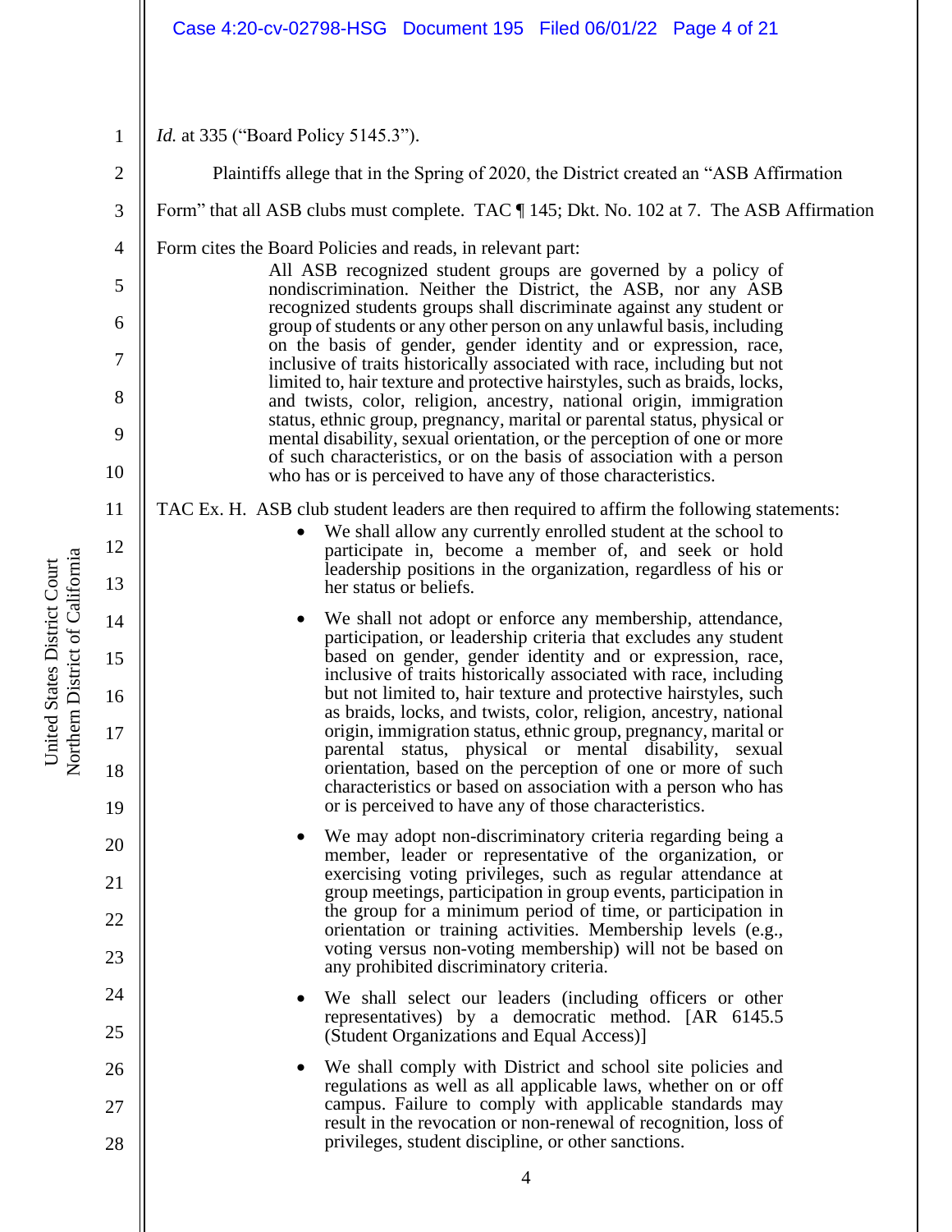*Id.* at 335 ("Board Policy 5145.3").

Plaintiffs allege that in the Spring of 2020, the District created an "ASB Affirmation Form" that all ASB clubs must complete. TAC ¶ 145; Dkt. No. 102 at 7. The ASB Affirmation Form cites the Board Policies and reads, in relevant part:

> All ASB recognized student groups are governed by a policy of nondiscrimination. Neither the District, the ASB, nor any ASB recognized students groups shall discriminate against any student or group of students or any other person on any unlawful basis, including on the basis of gender, gender identity and or expression, race, inclusive of traits historically associated with race, including but not limited to, hair texture and protective hairstyles, such as braids, locks, and twists, color, religion, ancestry, national origin, immigration status, ethnic group, pregnancy, marital or parental status, physical or mental disability, sexual orientation, or the perception of one or more of such characteristics, or on the basis of association with a person who has or is perceived to have any of those characteristics.

TAC Ex. H. ASB club student leaders are then required to affirm the following statements:

> - We shall allow any currently enrolled student at the school to participate in, become a member of, and seek or hold leadership positions in the organization, regardless of his or her status or beliefs.
> - We shall not adopt or enforce any membership, attendance, participation, or leadership criteria that excludes any student based on gender, gender identity and or expression, race, inclusive of traits historically associated with race, including but not limited to, hair texture and protective hairstyles, such as braids, locks, and twists, color, religion, ancestry, national origin, immigration status, ethnic group, pregnancy, marital or parental status, physical or mental disability, sexual orientation, based on the perception of one or more of such characteristics or based on association with a person who has or is perceived to have any of those characteristics.
> - We may adopt non-discriminatory criteria regarding being a member, leader or representative of the organization, or exercising voting privileges, such as regular attendance at group meetings, participation in group events, participation in the group for a minimum period of time, or participation in orientation or training activities. Membership levels (e.g., voting versus non-voting membership) will not be based on any prohibited discriminatory criteria.
> - We shall select our leaders (including officers or other representatives) by a democratic method. [AR 6145.5 (Student Organizations and Equal Access)]
> - We shall comply with District and school site policies and regulations as well as all applicable laws, whether on or off campus. Failure to comply with applicable standards may result in the revocation or non-renewal of recognition, loss of privileges, student discipline, or other sanctions.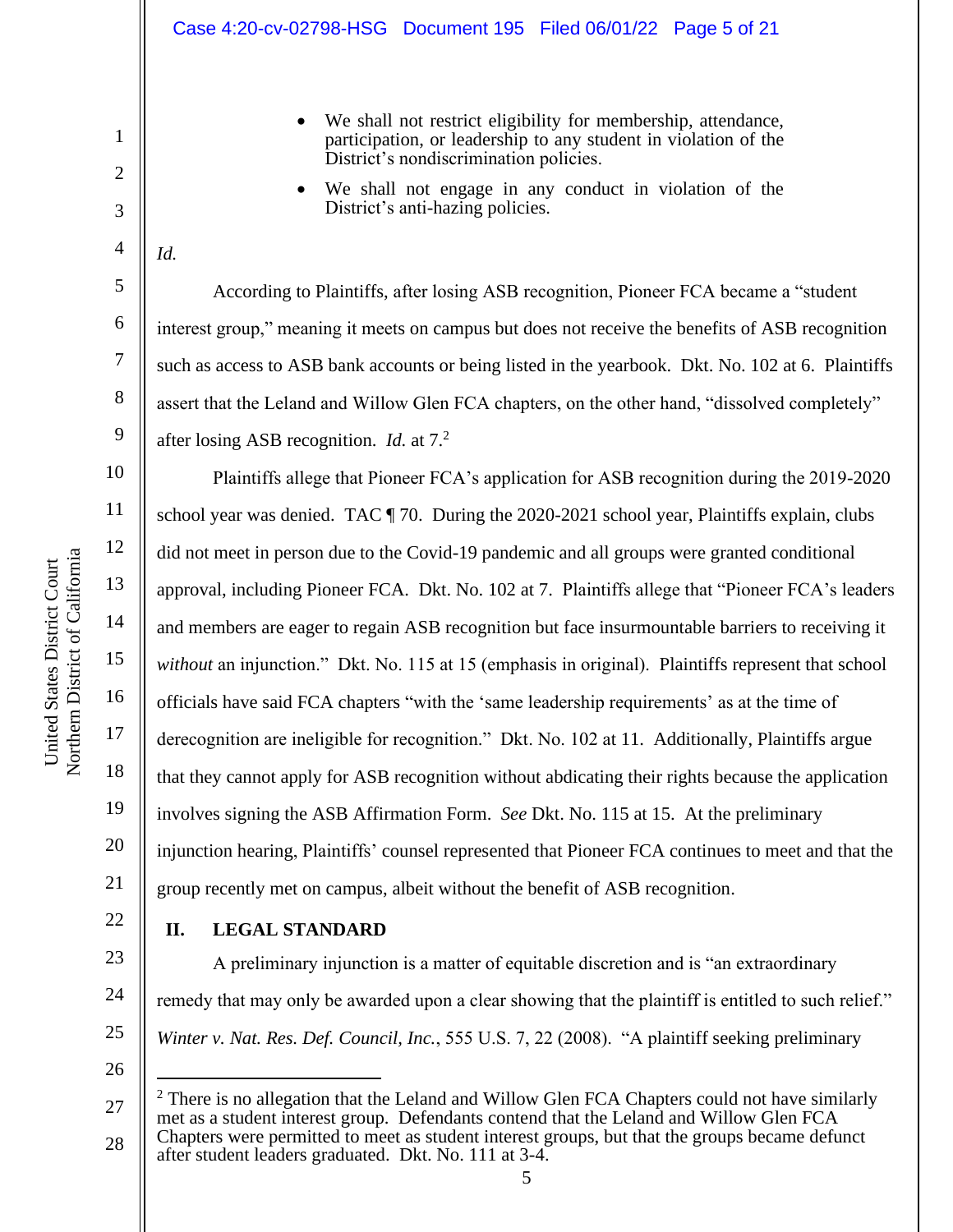- We shall not restrict eligibility for membership, attendance, participation, or leadership to any student in violation of the District's nondiscrimination policies.
- We shall not engage in any conduct in violation of the District's anti-hazing policies.

*Id.*

According to Plaintiffs, after losing ASB recognition, Pioneer FCA became a "student interest group," meaning it meets on campus but does not receive the benefits of ASB recognition such as access to ASB bank accounts or being listed in the yearbook. Dkt. No. 102 at 6. Plaintiffs assert that the Leland and Willow Glen FCA chapters, on the other hand, "dissolved completely" after losing ASB recognition. *Id.* at 7.[2]

Plaintiffs allege that Pioneer FCA's application for ASB recognition during the 2019-2020 school year was denied. TAC ¶ 70. During the 2020-2021 school year, Plaintiffs explain, clubs did not meet in person due to the Covid-19 pandemic and all groups were granted conditional approval, including Pioneer FCA. Dkt. No. 102 at 7. Plaintiffs allege that "Pioneer FCA's leaders and members are eager to regain ASB recognition but face insurmountable barriers to receiving it *without* an injunction." Dkt. No. 115 at 15 (emphasis in original). Plaintiffs represent that school officials have said FCA chapters "with the 'same leadership requirements' as at the time of derecognition are ineligible for recognition." Dkt. No. 102 at 11. Additionally, Plaintiffs argue that they cannot apply for ASB recognition without abdicating their rights because the application involves signing the ASB Affirmation Form. *See* Dkt. No. 115 at 15. At the preliminary injunction hearing, Plaintiffs' counsel represented that Pioneer FCA continues to meet and that the group recently met on campus, albeit without the benefit of ASB recognition.

## II. LEGAL STANDARD

A preliminary injunction is a matter of equitable discretion and is "an extraordinary remedy that may only be awarded upon a clear showing that the plaintiff is entitled to such relief." *Winter v. Nat. Res. Def. Council, Inc.*, 555 U.S. 7, 22 (2008). "A plaintiff seeking preliminary

---

[2] There is no allegation that the Leland and Willow Glen FCA Chapters could not have similarly met as a student interest group. Defendants contend that the Leland and Willow Glen FCA Chapters were permitted to meet as student interest groups, but that the groups became defunct after student leaders graduated. Dkt. No. 111 at 3-4.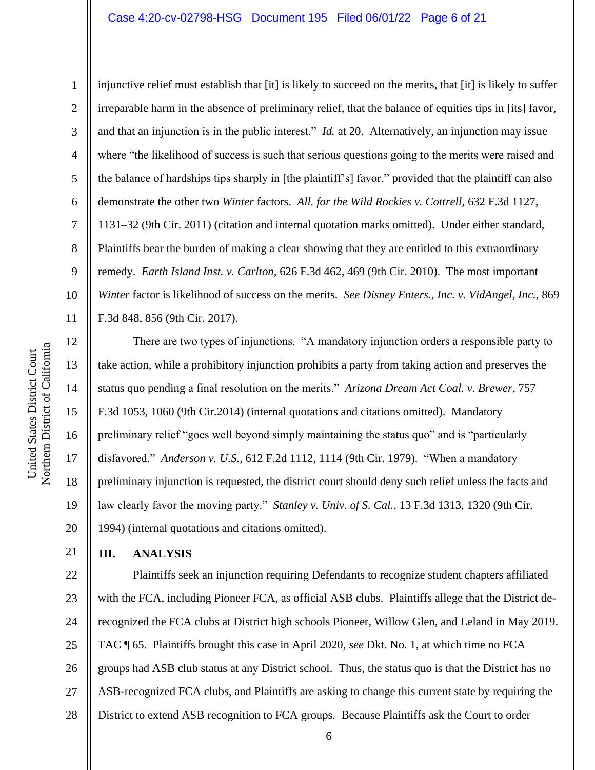injunctive relief must establish that [it] is likely to succeed on the merits, that [it] is likely to suffer irreparable harm in the absence of preliminary relief, that the balance of equities tips in [its] favor, and that an injunction is in the public interest." *Id.* at 20. Alternatively, an injunction may issue where "the likelihood of success is such that serious questions going to the merits were raised and the balance of hardships tips sharply in [the plaintiff's] favor," provided that the plaintiff can also demonstrate the other two *Winter* factors. *All. for the Wild Rockies v. Cottrell*, 632 F.3d 1127, 1131–32 (9th Cir. 2011) (citation and internal quotation marks omitted). Under either standard, Plaintiffs bear the burden of making a clear showing that they are entitled to this extraordinary remedy. *Earth Island Inst. v. Carlton*, 626 F.3d 462, 469 (9th Cir. 2010). The most important *Winter* factor is likelihood of success on the merits. *See Disney Enters., Inc. v. VidAngel, Inc.*, 869 F.3d 848, 856 (9th Cir. 2017).

There are two types of injunctions. "A mandatory injunction orders a responsible party to take action, while a prohibitory injunction prohibits a party from taking action and preserves the status quo pending a final resolution on the merits." *Arizona Dream Act Coal. v. Brewer*, 757 F.3d 1053, 1060 (9th Cir.2014) (internal quotations and citations omitted). Mandatory preliminary relief "goes well beyond simply maintaining the status quo" and is "particularly disfavored." *Anderson v. U.S.*, 612 F.2d 1112, 1114 (9th Cir. 1979). "When a mandatory preliminary injunction is requested, the district court should deny such relief unless the facts and law clearly favor the moving party." *Stanley v. Univ. of S. Cal.*, 13 F.3d 1313, 1320 (9th Cir. 1994) (internal quotations and citations omitted).

## III. ANALYSIS

Plaintiffs seek an injunction requiring Defendants to recognize student chapters affiliated with the FCA, including Pioneer FCA, as official ASB clubs. Plaintiffs allege that the District de-recognized the FCA clubs at District high schools Pioneer, Willow Glen, and Leland in May 2019. TAC ¶ 65. Plaintiffs brought this case in April 2020, *see* Dkt. No. 1, at which time no FCA groups had ASB club status at any District school. Thus, the status quo is that the District has no ASB-recognized FCA clubs, and Plaintiffs are asking to change this current state by requiring the District to extend ASB recognition to FCA groups. Because Plaintiffs ask the Court to order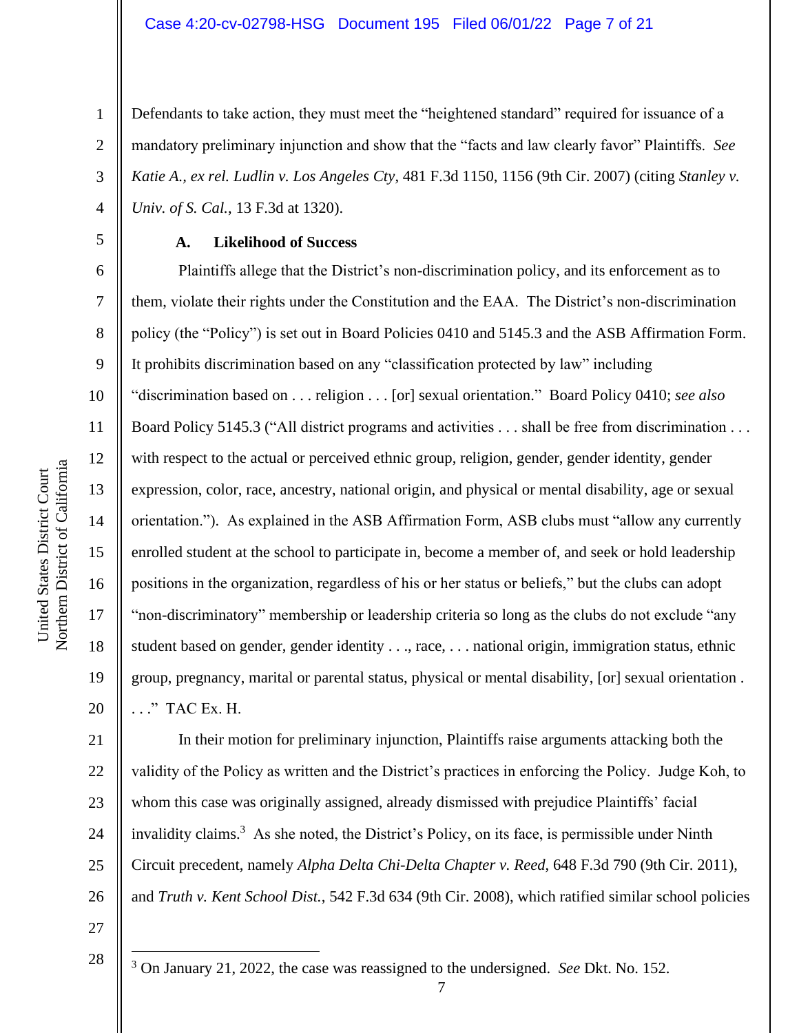Defendants to take action, they must meet the "heightened standard" required for issuance of a mandatory preliminary injunction and show that the "facts and law clearly favor" Plaintiffs. *See Katie A., ex rel. Ludlin v. Los Angeles Cty*, 481 F.3d 1150, 1156 (9th Cir. 2007) (citing *Stanley v. Univ. of S. Cal.*, 13 F.3d at 1320).

**A. Likelihood of Success**

Plaintiffs allege that the District's non-discrimination policy, and its enforcement as to them, violate their rights under the Constitution and the EAA. The District's non-discrimination policy (the "Policy") is set out in Board Policies 0410 and 5145.3 and the ASB Affirmation Form. It prohibits discrimination based on any "classification protected by law" including "discrimination based on . . . religion . . . [or] sexual orientation." Board Policy 0410; *see also* Board Policy 5145.3 ("All district programs and activities . . . shall be free from discrimination . . . with respect to the actual or perceived ethnic group, religion, gender, gender identity, gender expression, color, race, ancestry, national origin, and physical or mental disability, age or sexual orientation."). As explained in the ASB Affirmation Form, ASB clubs must "allow any currently enrolled student at the school to participate in, become a member of, and seek or hold leadership positions in the organization, regardless of his or her status or beliefs," but the clubs can adopt "non-discriminatory" membership or leadership criteria so long as the clubs do not exclude "any student based on gender, gender identity . . ., race, . . . national origin, immigration status, ethnic group, pregnancy, marital or parental status, physical or mental disability, [or] sexual orientation . . . ." TAC Ex. H.

In their motion for preliminary injunction, Plaintiffs raise arguments attacking both the validity of the Policy as written and the District's practices in enforcing the Policy. Judge Koh, to whom this case was originally assigned, already dismissed with prejudice Plaintiffs' facial invalidity claims.[3] As she noted, the District's Policy, on its face, is permissible under Ninth Circuit precedent, namely *Alpha Delta Chi-Delta Chapter v. Reed*, 648 F.3d 790 (9th Cir. 2011), and *Truth v. Kent School Dist.*, 542 F.3d 634 (9th Cir. 2008), which ratified similar school policies

[3] On January 21, 2022, the case was reassigned to the undersigned. *See* Dkt. No. 152.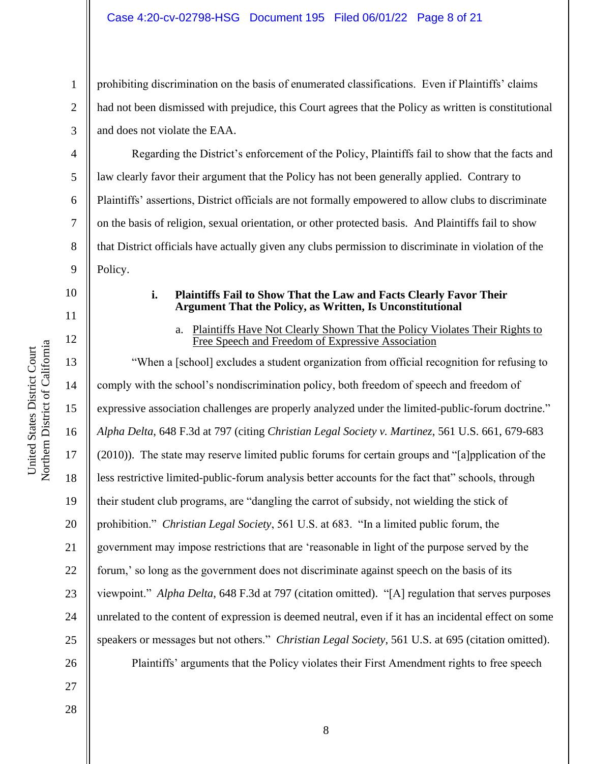prohibiting discrimination on the basis of enumerated classifications. Even if Plaintiffs' claims had not been dismissed with prejudice, this Court agrees that the Policy as written is constitutional and does not violate the EAA.

Regarding the District's enforcement of the Policy, Plaintiffs fail to show that the facts and law clearly favor their argument that the Policy has not been generally applied. Contrary to Plaintiffs' assertions, District officials are not formally empowered to allow clubs to discriminate on the basis of religion, sexual orientation, or other protected basis. And Plaintiffs fail to show that District officials have actually given any clubs permission to discriminate in violation of the Policy.

**i. Plaintiffs Fail to Show That the Law and Facts Clearly Favor Their Argument That the Policy, as Written, Is Unconstitutional**

a. <u>Plaintiffs Have Not Clearly Shown That the Policy Violates Their Rights to Free Speech and Freedom of Expressive Association</u>

"When a [school] excludes a student organization from official recognition for refusing to comply with the school's nondiscrimination policy, both freedom of speech and freedom of expressive association challenges are properly analyzed under the limited-public-forum doctrine." *Alpha Delta*, 648 F.3d at 797 (citing *Christian Legal Society v. Martinez*, 561 U.S. 661, 679-683 (2010)). The state may reserve limited public forums for certain groups and "[a]pplication of the less restrictive limited-public-forum analysis better accounts for the fact that" schools, through their student club programs, are "dangling the carrot of subsidy, not wielding the stick of prohibition." *Christian Legal Society*, 561 U.S. at 683. "In a limited public forum, the government may impose restrictions that are 'reasonable in light of the purpose served by the forum,' so long as the government does not discriminate against speech on the basis of its viewpoint." *Alpha Delta*, 648 F.3d at 797 (citation omitted). "[A] regulation that serves purposes unrelated to the content of expression is deemed neutral, even if it has an incidental effect on some speakers or messages but not others." *Christian Legal Society*, 561 U.S. at 695 (citation omitted).

Plaintiffs' arguments that the Policy violates their First Amendment rights to free speech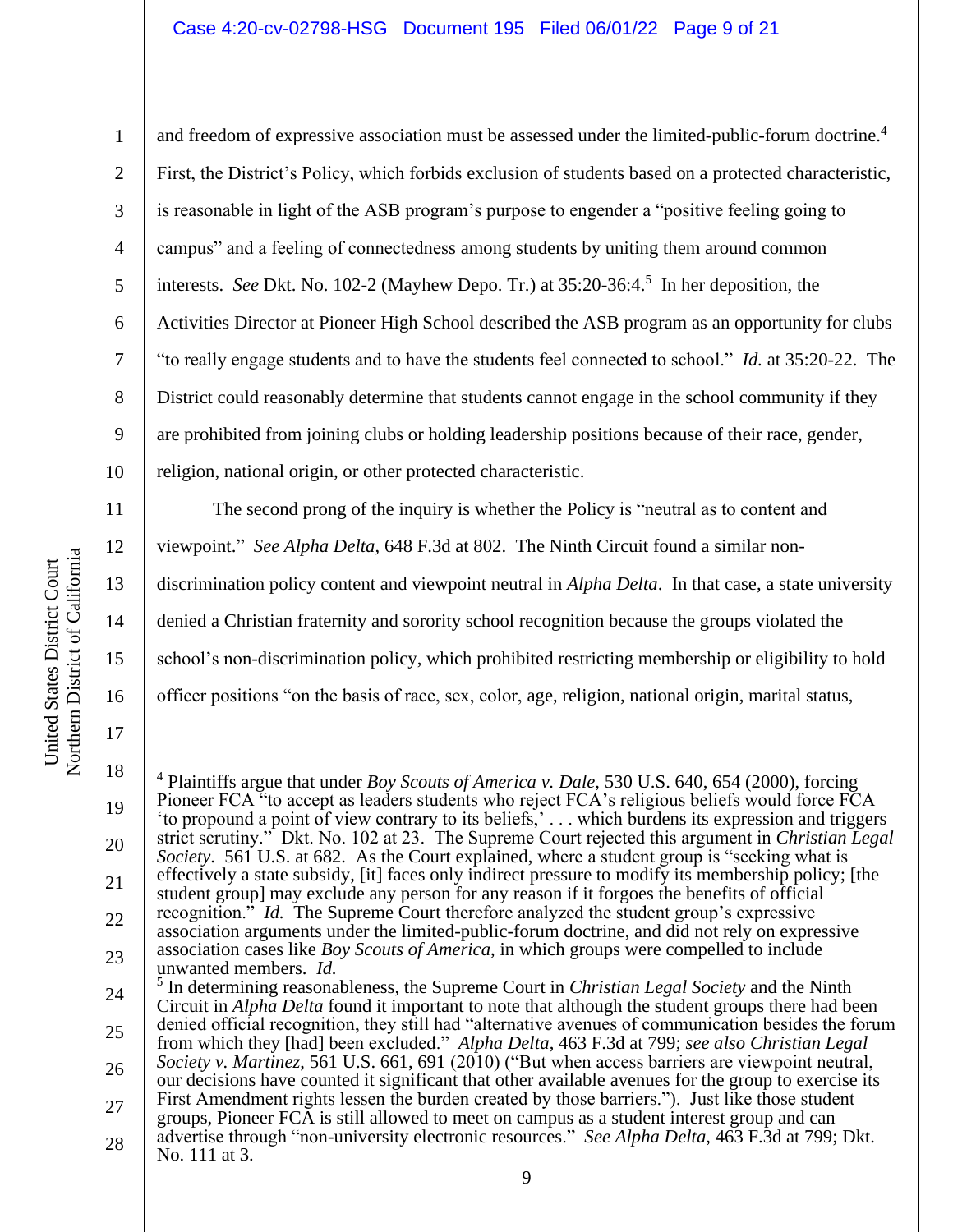and freedom of expressive association must be assessed under the limited-public-forum doctrine.[4] First, the District's Policy, which forbids exclusion of students based on a protected characteristic, is reasonable in light of the ASB program's purpose to engender a "positive feeling going to campus" and a feeling of connectedness among students by uniting them around common interests. *See* Dkt. No. 102-2 (Mayhew Depo. Tr.) at 35:20-36:4.[5] In her deposition, the Activities Director at Pioneer High School described the ASB program as an opportunity for clubs "to really engage students and to have the students feel connected to school." *Id.* at 35:20-22. The District could reasonably determine that students cannot engage in the school community if they are prohibited from joining clubs or holding leadership positions because of their race, gender, religion, national origin, or other protected characteristic.

The second prong of the inquiry is whether the Policy is "neutral as to content and viewpoint." *See Alpha Delta*, 648 F.3d at 802. The Ninth Circuit found a similar non-discrimination policy content and viewpoint neutral in *Alpha Delta*. In that case, a state university denied a Christian fraternity and sorority school recognition because the groups violated the school's non-discrimination policy, which prohibited restricting membership or eligibility to hold officer positions "on the basis of race, sex, color, age, religion, national origin, marital status,

---

[4] Plaintiffs argue that under *Boy Scouts of America v. Dale*, 530 U.S. 640, 654 (2000), forcing Pioneer FCA "to accept as leaders students who reject FCA's religious beliefs would force FCA 'to propound a point of view contrary to its beliefs,' . . . which burdens its expression and triggers strict scrutiny." Dkt. No. 102 at 23. The Supreme Court rejected this argument in *Christian Legal Society*. 561 U.S. at 682. As the Court explained, where a student group is "seeking what is effectively a state subsidy, [it] faces only indirect pressure to modify its membership policy; [the student group] may exclude any person for any reason if it forgoes the benefits of official recognition." *Id.* The Supreme Court therefore analyzed the student group's expressive association arguments under the limited-public-forum doctrine, and did not rely on expressive association cases like *Boy Scouts of America*, in which groups were compelled to include unwanted members. *Id.*

[5] In determining reasonableness, the Supreme Court in *Christian Legal Society* and the Ninth Circuit in *Alpha Delta* found it important to note that although the student groups there had been denied official recognition, they still had "alternative avenues of communication besides the forum from which they [had] been excluded." *Alpha Delta*, 463 F.3d at 799; *see also Christian Legal Society v. Martinez*, 561 U.S. 661, 691 (2010) ("But when access barriers are viewpoint neutral, our decisions have counted it significant that other available avenues for the group to exercise its First Amendment rights lessen the burden created by those barriers."). Just like those student groups, Pioneer FCA is still allowed to meet on campus as a student interest group and can advertise through "non-university electronic resources." *See Alpha Delta*, 463 F.3d at 799; Dkt. No. 111 at 3.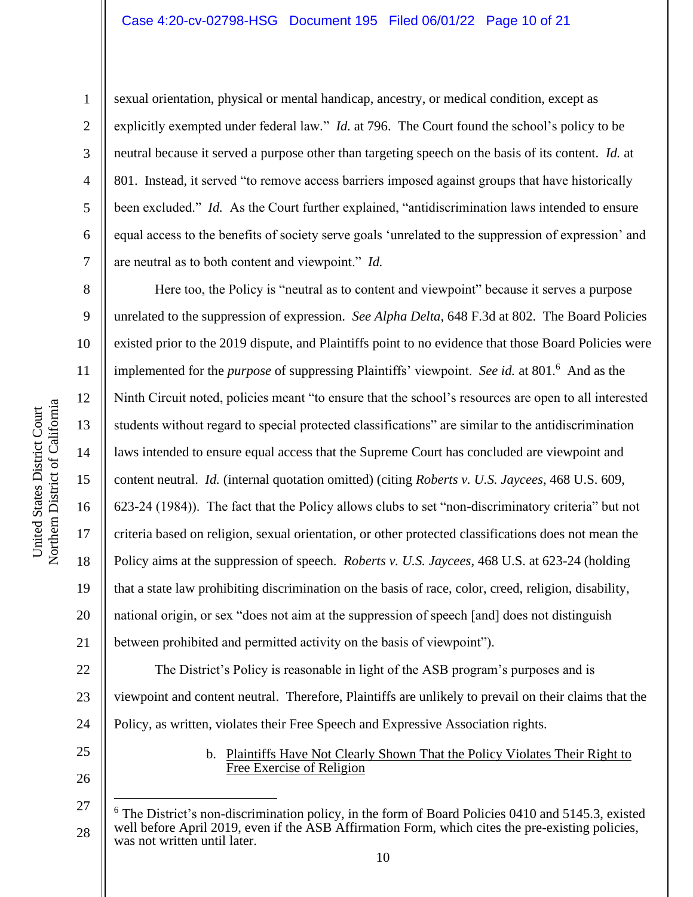sexual orientation, physical or mental handicap, ancestry, or medical condition, except as explicitly exempted under federal law." *Id.* at 796. The Court found the school's policy to be neutral because it served a purpose other than targeting speech on the basis of its content. *Id.* at 801. Instead, it served "to remove access barriers imposed against groups that have historically been excluded." *Id.* As the Court further explained, "antidiscrimination laws intended to ensure equal access to the benefits of society serve goals 'unrelated to the suppression of expression' and are neutral as to both content and viewpoint." *Id.*

Here too, the Policy is "neutral as to content and viewpoint" because it serves a purpose unrelated to the suppression of expression. *See Alpha Delta*, 648 F.3d at 802. The Board Policies existed prior to the 2019 dispute, and Plaintiffs point to no evidence that those Board Policies were implemented for the *purpose* of suppressing Plaintiffs' viewpoint. *See id.* at 801.[6] And as the Ninth Circuit noted, policies meant "to ensure that the school's resources are open to all interested students without regard to special protected classifications" are similar to the antidiscrimination laws intended to ensure equal access that the Supreme Court has concluded are viewpoint and content neutral. *Id.* (internal quotation omitted) (citing *Roberts v. U.S. Jaycees*, 468 U.S. 609, 623-24 (1984)). The fact that the Policy allows clubs to set "non-discriminatory criteria" but not criteria based on religion, sexual orientation, or other protected classifications does not mean the Policy aims at the suppression of speech. *Roberts v. U.S. Jaycees*, 468 U.S. at 623-24 (holding that a state law prohibiting discrimination on the basis of race, color, creed, religion, disability, national origin, or sex "does not aim at the suppression of speech [and] does not distinguish between prohibited and permitted activity on the basis of viewpoint").

The District's Policy is reasonable in light of the ASB program's purposes and is viewpoint and content neutral. Therefore, Plaintiffs are unlikely to prevail on their claims that the Policy, as written, violates their Free Speech and Expressive Association rights.

b. Plaintiffs Have Not Clearly Shown That the Policy Violates Their Right to Free Exercise of Religion

---

[6] The District's non-discrimination policy, in the form of Board Policies 0410 and 5145.3, existed well before April 2019, even if the ASB Affirmation Form, which cites the pre-existing policies, was not written until later.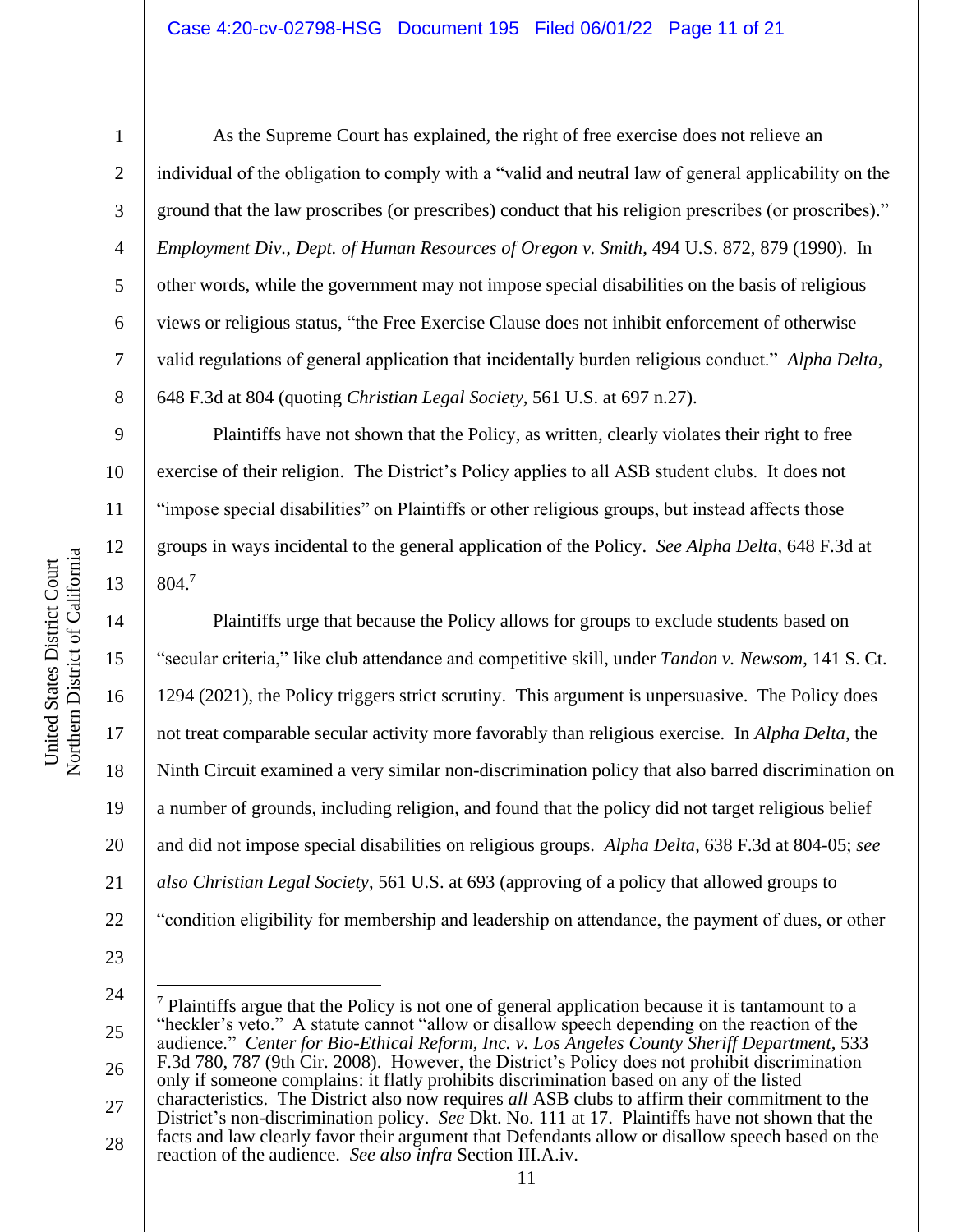As the Supreme Court has explained, the right of free exercise does not relieve an individual of the obligation to comply with a "valid and neutral law of general applicability on the ground that the law proscribes (or prescribes) conduct that his religion prescribes (or proscribes)." *Employment Div., Dept. of Human Resources of Oregon v. Smith*, 494 U.S. 872, 879 (1990). In other words, while the government may not impose special disabilities on the basis of religious views or religious status, "the Free Exercise Clause does not inhibit enforcement of otherwise valid regulations of general application that incidentally burden religious conduct." *Alpha Delta*, 648 F.3d at 804 (quoting *Christian Legal Society*, 561 U.S. at 697 n.27).

Plaintiffs have not shown that the Policy, as written, clearly violates their right to free exercise of their religion. The District's Policy applies to all ASB student clubs. It does not "impose special disabilities" on Plaintiffs or other religious groups, but instead affects those groups in ways incidental to the general application of the Policy. *See Alpha Delta*, 648 F.3d at 804.[7]

Plaintiffs urge that because the Policy allows for groups to exclude students based on "secular criteria," like club attendance and competitive skill, under *Tandon v. Newsom*, 141 S. Ct. 1294 (2021), the Policy triggers strict scrutiny. This argument is unpersuasive. The Policy does not treat comparable secular activity more favorably than religious exercise. In *Alpha Delta*, the Ninth Circuit examined a very similar non-discrimination policy that also barred discrimination on a number of grounds, including religion, and found that the policy did not target religious belief and did not impose special disabilities on religious groups. *Alpha Delta*, 638 F.3d at 804-05; *see also Christian Legal Society*, 561 U.S. at 693 (approving of a policy that allowed groups to "condition eligibility for membership and leadership on attendance, the payment of dues, or other

---

[7] Plaintiffs argue that the Policy is not one of general application because it is tantamount to a "heckler's veto." A statute cannot "allow or disallow speech depending on the reaction of the audience." *Center for Bio-Ethical Reform, Inc. v. Los Angeles County Sheriff Department*, 533 F.3d 780, 787 (9th Cir. 2008). However, the District's Policy does not prohibit discrimination only if someone complains: it flatly prohibits discrimination based on any of the listed characteristics. The District also now requires *all* ASB clubs to affirm their commitment to the District's non-discrimination policy. *See* Dkt. No. 111 at 17. Plaintiffs have not shown that the facts and law clearly favor their argument that Defendants allow or disallow speech based on the reaction of the audience. *See also infra* Section III.A.iv.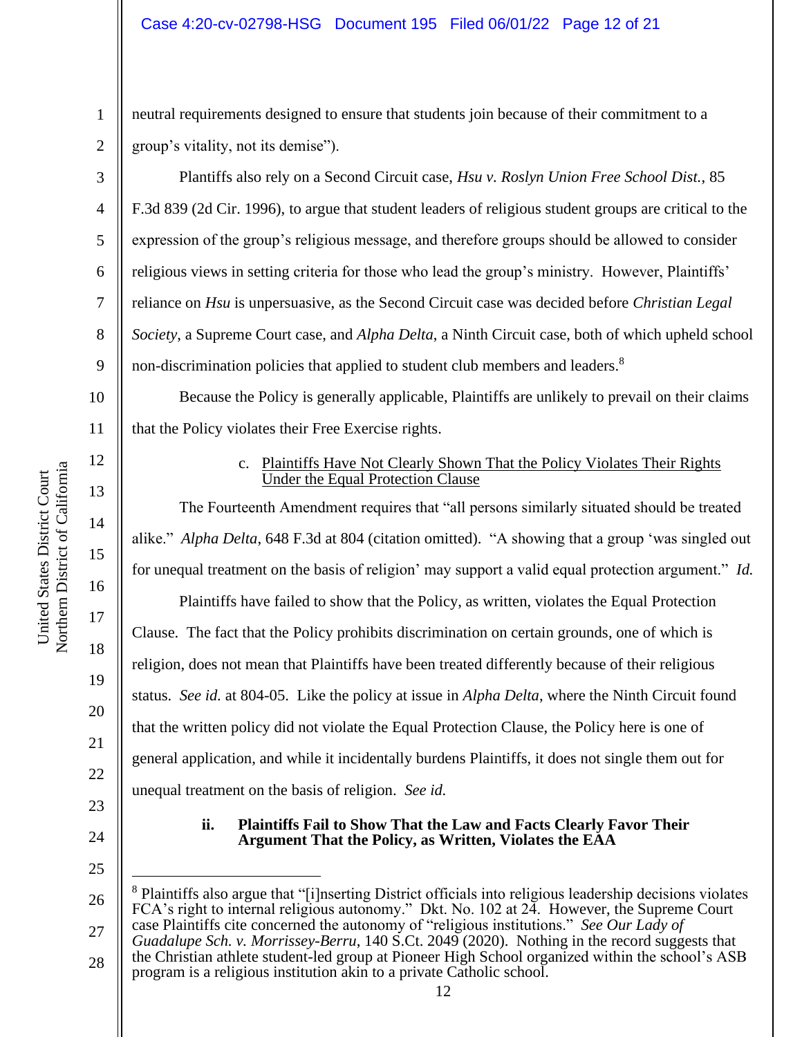neutral requirements designed to ensure that students join because of their commitment to a group's vitality, not its demise").

Plantiffs also rely on a Second Circuit case, *Hsu v. Roslyn Union Free School Dist.*, 85 F.3d 839 (2d Cir. 1996), to argue that student leaders of religious student groups are critical to the expression of the group's religious message, and therefore groups should be allowed to consider religious views in setting criteria for those who lead the group's ministry. However, Plaintiffs' reliance on *Hsu* is unpersuasive, as the Second Circuit case was decided before *Christian Legal Society*, a Supreme Court case, and *Alpha Delta*, a Ninth Circuit case, both of which upheld school non-discrimination policies that applied to student club members and leaders.[8]

Because the Policy is generally applicable, Plaintiffs are unlikely to prevail on their claims that the Policy violates their Free Exercise rights.

c. Plaintiffs Have Not Clearly Shown That the Policy Violates Their Rights Under the Equal Protection Clause

The Fourteenth Amendment requires that "all persons similarly situated should be treated alike." *Alpha Delta*, 648 F.3d at 804 (citation omitted). "A showing that a group 'was singled out for unequal treatment on the basis of religion' may support a valid equal protection argument." *Id.*

Plaintiffs have failed to show that the Policy, as written, violates the Equal Protection Clause. The fact that the Policy prohibits discrimination on certain grounds, one of which is religion, does not mean that Plaintiffs have been treated differently because of their religious status. *See id.* at 804-05. Like the policy at issue in *Alpha Delta*, where the Ninth Circuit found that the written policy did not violate the Equal Protection Clause, the Policy here is one of general application, and while it incidentally burdens Plaintiffs, it does not single them out for unequal treatment on the basis of religion. *See id.*

**ii. Plaintiffs Fail to Show That the Law and Facts Clearly Favor Their Argument That the Policy, as Written, Violates the EAA**

---

[8] Plaintiffs also argue that "[i]nserting District officials into religious leadership decisions violates FCA's right to internal religious autonomy." Dkt. No. 102 at 24. However, the Supreme Court case Plaintiffs cite concerned the autonomy of "religious institutions." *See Our Lady of Guadalupe Sch. v. Morrissey-Berru*, 140 S.Ct. 2049 (2020). Nothing in the record suggests that the Christian athlete student-led group at Pioneer High School organized within the school's ASB program is a religious institution akin to a private Catholic school.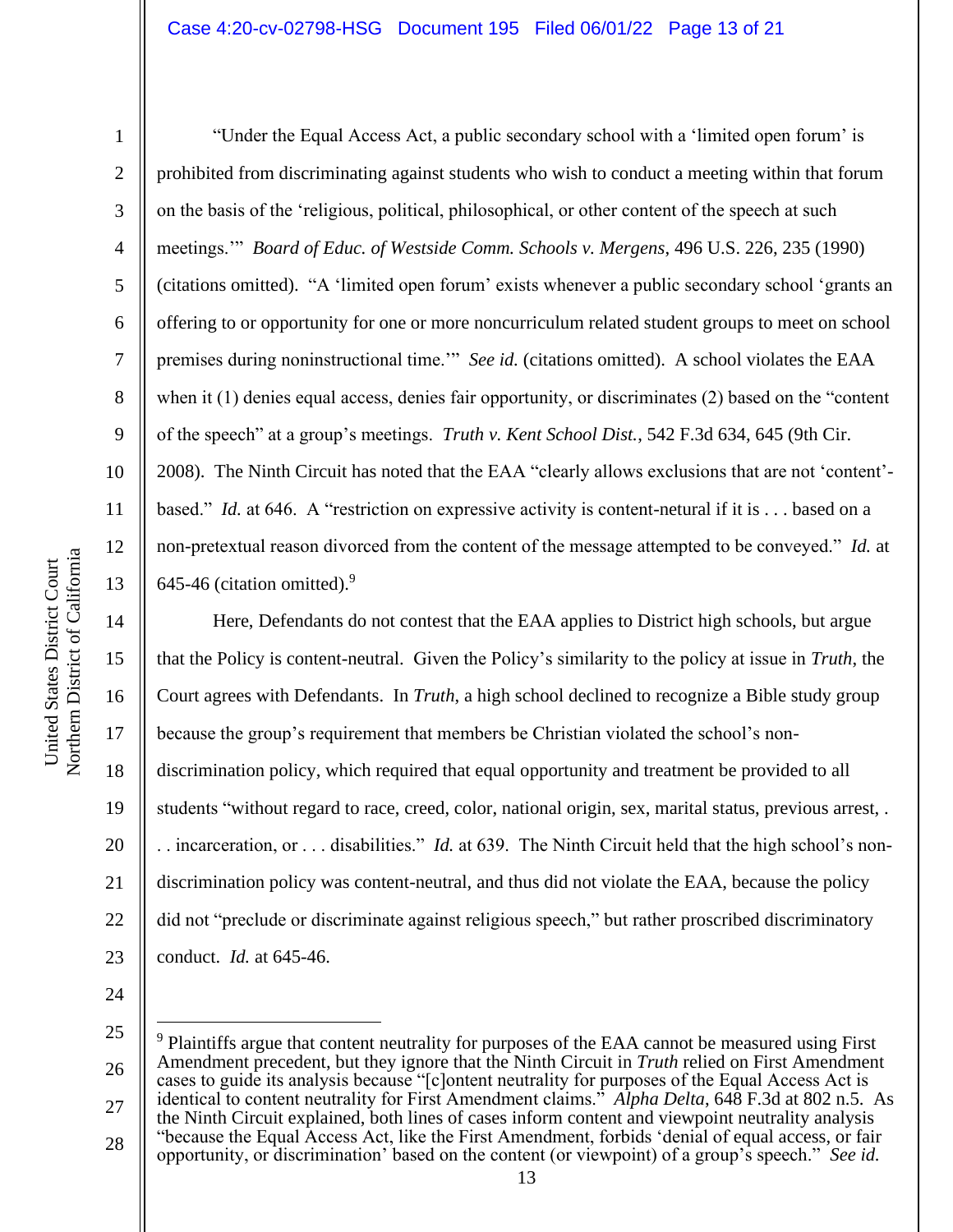"Under the Equal Access Act, a public secondary school with a 'limited open forum' is prohibited from discriminating against students who wish to conduct a meeting within that forum on the basis of the 'religious, political, philosophical, or other content of the speech at such meetings.'" *Board of Educ. of Westside Comm. Schools v. Mergens*, 496 U.S. 226, 235 (1990) (citations omitted). "A 'limited open forum' exists whenever a public secondary school 'grants an offering to or opportunity for one or more noncurriculum related student groups to meet on school premises during noninstructional time.'" *See id.* (citations omitted). A school violates the EAA when it (1) denies equal access, denies fair opportunity, or discriminates (2) based on the "content of the speech" at a group's meetings. *Truth v. Kent School Dist.*, 542 F.3d 634, 645 (9th Cir. 2008). The Ninth Circuit has noted that the EAA "clearly allows exclusions that are not 'content'-based." *Id.* at 646. A "restriction on expressive activity is content-netural if it is . . . based on a non-pretextual reason divorced from the content of the message attempted to be conveyed." *Id.* at 645-46 (citation omitted).[9]

Here, Defendants do not contest that the EAA applies to District high schools, but argue that the Policy is content-neutral. Given the Policy's similarity to the policy at issue in *Truth*, the Court agrees with Defendants. In *Truth*, a high school declined to recognize a Bible study group because the group's requirement that members be Christian violated the school's non-discrimination policy, which required that equal opportunity and treatment be provided to all students "without regard to race, creed, color, national origin, sex, marital status, previous arrest, . . . incarceration, or . . . disabilities." *Id.* at 639. The Ninth Circuit held that the high school's non-discrimination policy was content-neutral, and thus did not violate the EAA, because the policy did not "preclude or discriminate against religious speech," but rather proscribed discriminatory conduct. *Id.* at 645-46.

---

[9] Plaintiffs argue that content neutrality for purposes of the EAA cannot be measured using First Amendment precedent, but they ignore that the Ninth Circuit in *Truth* relied on First Amendment cases to guide its analysis because "[c]ontent neutrality for purposes of the Equal Access Act is identical to content neutrality for First Amendment claims." *Alpha Delta*, 648 F.3d at 802 n.5. As the Ninth Circuit explained, both lines of cases inform content and viewpoint neutrality analysis "because the Equal Access Act, like the First Amendment, forbids 'denial of equal access, or fair opportunity, or discrimination' based on the content (or viewpoint) of a group's speech." *See id.*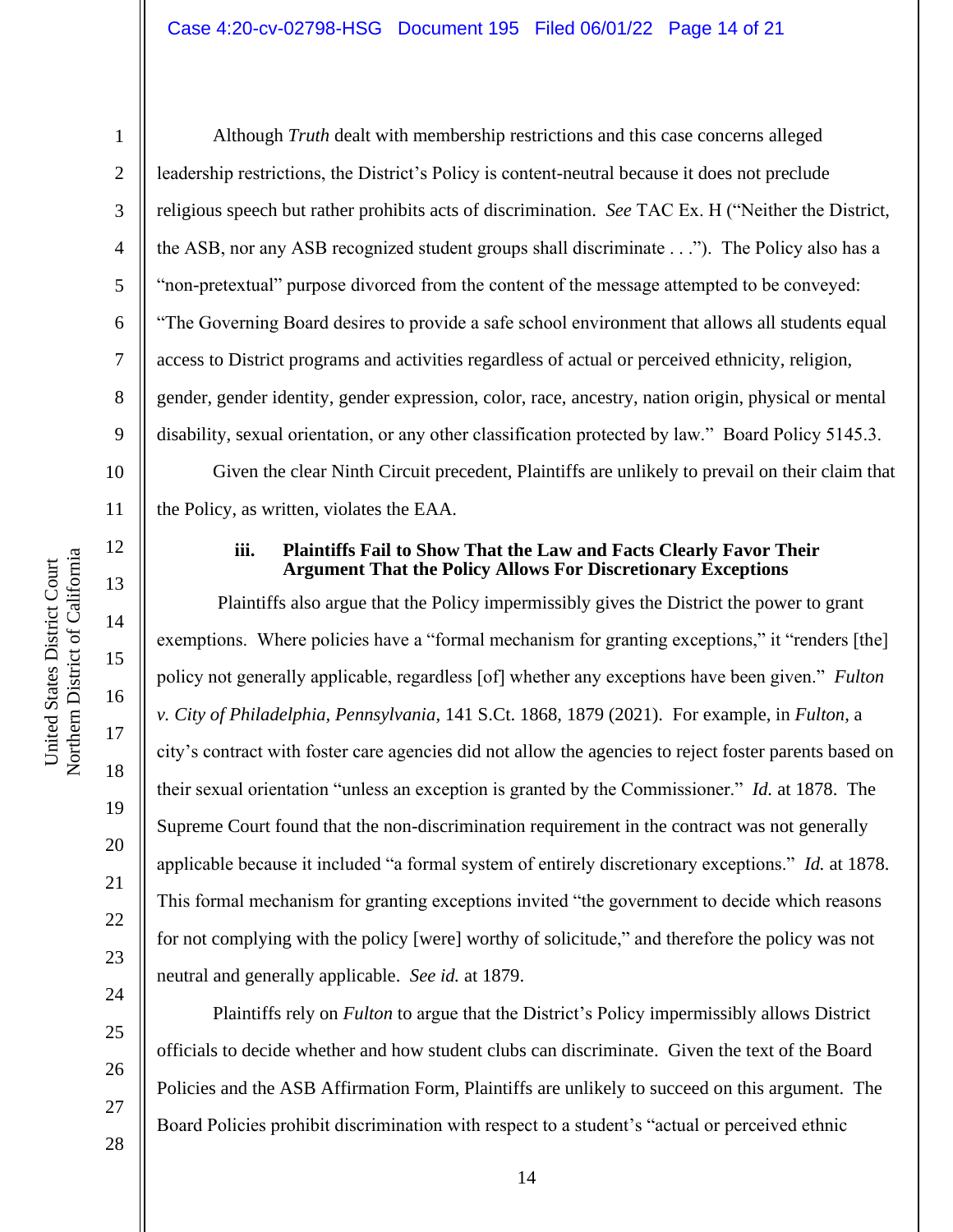Although *Truth* dealt with membership restrictions and this case concerns alleged leadership restrictions, the District's Policy is content-neutral because it does not preclude religious speech but rather prohibits acts of discrimination. *See* TAC Ex. H ("Neither the District, the ASB, nor any ASB recognized student groups shall discriminate . . ."). The Policy also has a "non-pretextual" purpose divorced from the content of the message attempted to be conveyed: "The Governing Board desires to provide a safe school environment that allows all students equal access to District programs and activities regardless of actual or perceived ethnicity, religion, gender, gender identity, gender expression, color, race, ancestry, nation origin, physical or mental disability, sexual orientation, or any other classification protected by law." Board Policy 5145.3.

Given the clear Ninth Circuit precedent, Plaintiffs are unlikely to prevail on their claim that the Policy, as written, violates the EAA.

**iii. Plaintiffs Fail to Show That the Law and Facts Clearly Favor Their Argument That the Policy Allows For Discretionary Exceptions**

Plaintiffs also argue that the Policy impermissibly gives the District the power to grant exemptions. Where policies have a "formal mechanism for granting exceptions," it "renders [the] policy not generally applicable, regardless [of] whether any exceptions have been given." *Fulton v. City of Philadelphia, Pennsylvania*, 141 S.Ct. 1868, 1879 (2021). For example, in *Fulton*, a city's contract with foster care agencies did not allow the agencies to reject foster parents based on their sexual orientation "unless an exception is granted by the Commissioner." *Id.* at 1878. The Supreme Court found that the non-discrimination requirement in the contract was not generally applicable because it included "a formal system of entirely discretionary exceptions." *Id.* at 1878. This formal mechanism for granting exceptions invited "the government to decide which reasons for not complying with the policy [were] worthy of solicitude," and therefore the policy was not neutral and generally applicable. *See id.* at 1879.

Plaintiffs rely on *Fulton* to argue that the District's Policy impermissibly allows District officials to decide whether and how student clubs can discriminate. Given the text of the Board Policies and the ASB Affirmation Form, Plaintiffs are unlikely to succeed on this argument. The Board Policies prohibit discrimination with respect to a student's "actual or perceived ethnic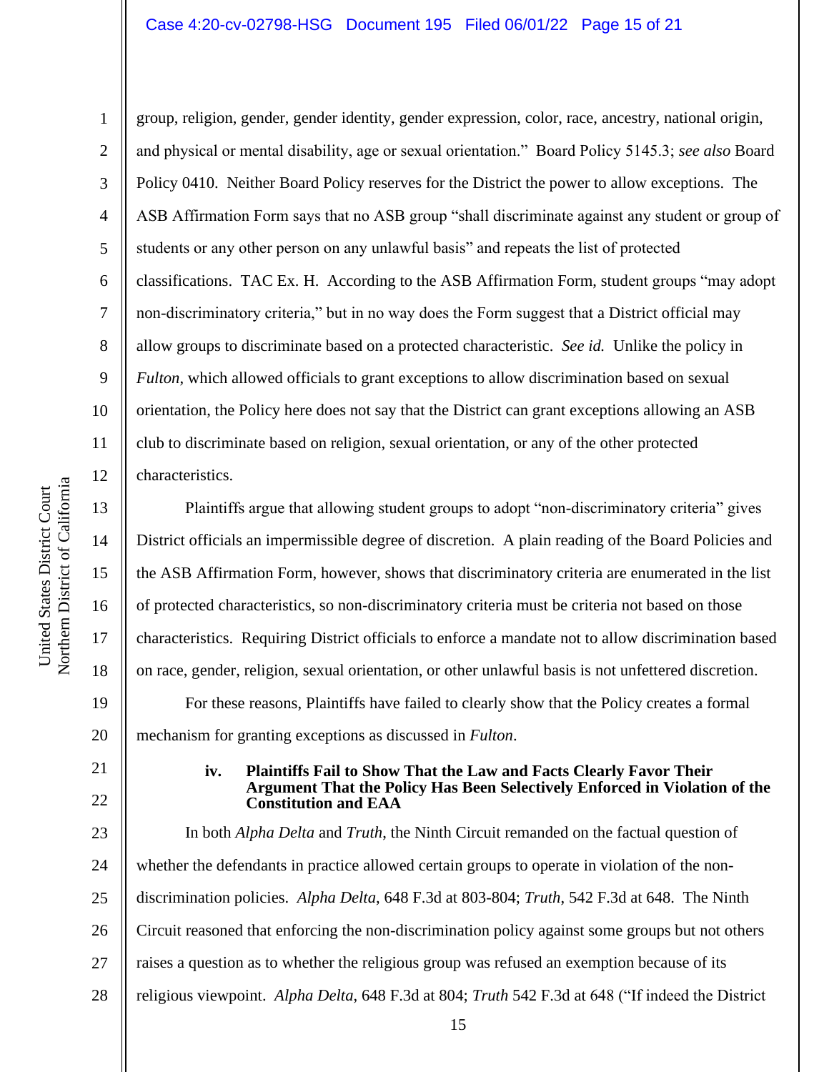group, religion, gender, gender identity, gender expression, color, race, ancestry, national origin, and physical or mental disability, age or sexual orientation." Board Policy 5145.3; *see also* Board Policy 0410. Neither Board Policy reserves for the District the power to allow exceptions. The ASB Affirmation Form says that no ASB group "shall discriminate against any student or group of students or any other person on any unlawful basis" and repeats the list of protected classifications. TAC Ex. H. According to the ASB Affirmation Form, student groups "may adopt non-discriminatory criteria," but in no way does the Form suggest that a District official may allow groups to discriminate based on a protected characteristic. *See id.* Unlike the policy in *Fulton*, which allowed officials to grant exceptions to allow discrimination based on sexual orientation, the Policy here does not say that the District can grant exceptions allowing an ASB club to discriminate based on religion, sexual orientation, or any of the other protected characteristics.

Plaintiffs argue that allowing student groups to adopt "non-discriminatory criteria" gives District officials an impermissible degree of discretion. A plain reading of the Board Policies and the ASB Affirmation Form, however, shows that discriminatory criteria are enumerated in the list of protected characteristics, so non-discriminatory criteria must be criteria not based on those characteristics. Requiring District officials to enforce a mandate not to allow discrimination based on race, gender, religion, sexual orientation, or other unlawful basis is not unfettered discretion.

For these reasons, Plaintiffs have failed to clearly show that the Policy creates a formal mechanism for granting exceptions as discussed in *Fulton*.

**iv. Plaintiffs Fail to Show That the Law and Facts Clearly Favor Their Argument That the Policy Has Been Selectively Enforced in Violation of the Constitution and EAA**

In both *Alpha Delta* and *Truth*, the Ninth Circuit remanded on the factual question of whether the defendants in practice allowed certain groups to operate in violation of the non-discrimination policies. *Alpha Delta*, 648 F.3d at 803-804; *Truth*, 542 F.3d at 648. The Ninth Circuit reasoned that enforcing the non-discrimination policy against some groups but not others raises a question as to whether the religious group was refused an exemption because of its religious viewpoint. *Alpha Delta*, 648 F.3d at 804; *Truth* 542 F.3d at 648 ("If indeed the District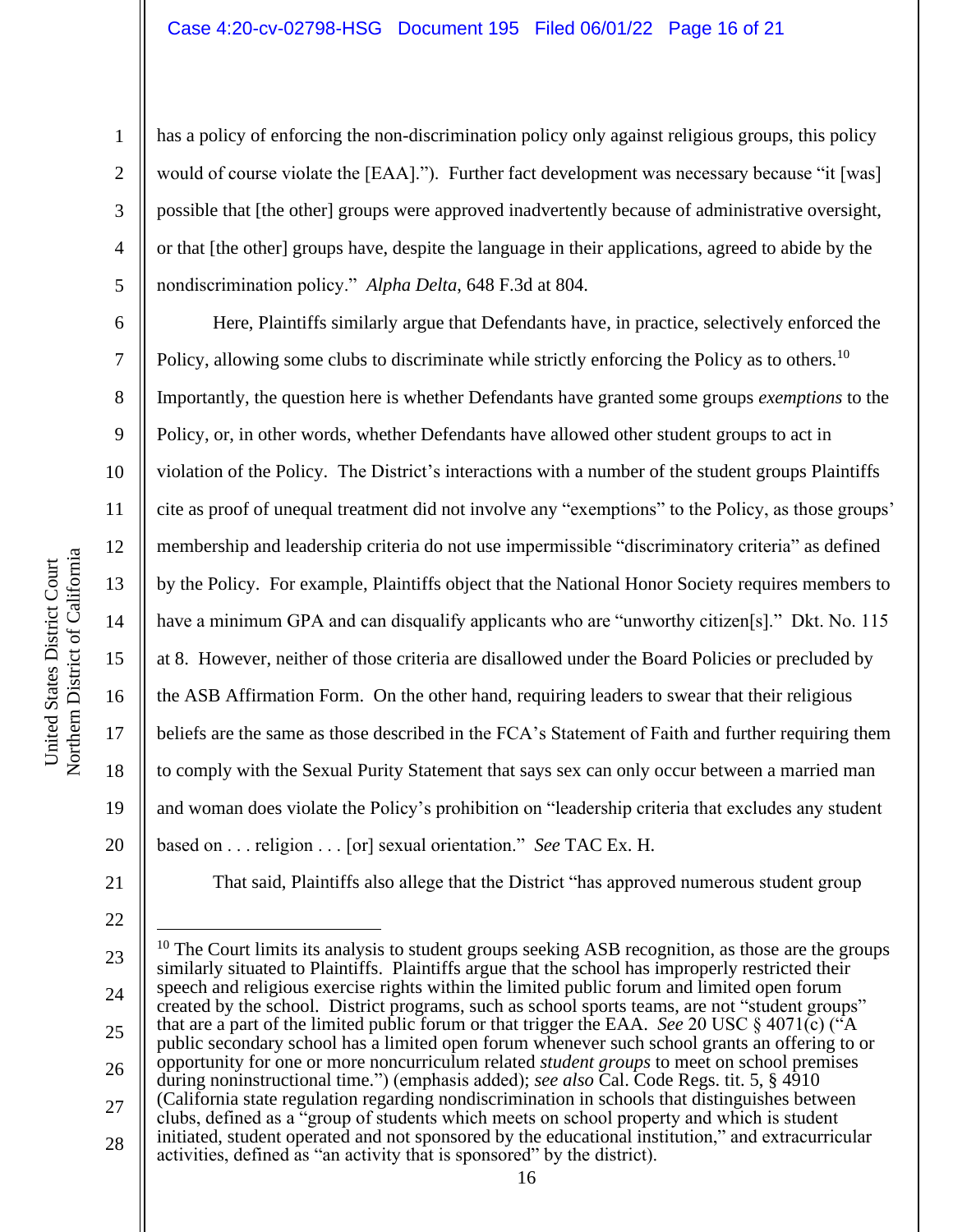has a policy of enforcing the non-discrimination policy only against religious groups, this policy would of course violate the [EAA]."). Further fact development was necessary because "it [was] possible that [the other] groups were approved inadvertently because of administrative oversight, or that [the other] groups have, despite the language in their applications, agreed to abide by the nondiscrimination policy." *Alpha Delta*, 648 F.3d at 804.

Here, Plaintiffs similarly argue that Defendants have, in practice, selectively enforced the Policy, allowing some clubs to discriminate while strictly enforcing the Policy as to others.[10] Importantly, the question here is whether Defendants have granted some groups *exemptions* to the Policy, or, in other words, whether Defendants have allowed other student groups to act in violation of the Policy. The District's interactions with a number of the student groups Plaintiffs cite as proof of unequal treatment did not involve any "exemptions" to the Policy, as those groups' membership and leadership criteria do not use impermissible "discriminatory criteria" as defined by the Policy. For example, Plaintiffs object that the National Honor Society requires members to have a minimum GPA and can disqualify applicants who are "unworthy citizen[s]." Dkt. No. 115 at 8. However, neither of those criteria are disallowed under the Board Policies or precluded by the ASB Affirmation Form. On the other hand, requiring leaders to swear that their religious beliefs are the same as those described in the FCA's Statement of Faith and further requiring them to comply with the Sexual Purity Statement that says sex can only occur between a married man and woman does violate the Policy's prohibition on "leadership criteria that excludes any student based on . . . religion . . . [or] sexual orientation." *See* TAC Ex. H.

That said, Plaintiffs also allege that the District "has approved numerous student group

---

[10] The Court limits its analysis to student groups seeking ASB recognition, as those are the groups similarly situated to Plaintiffs. Plaintiffs argue that the school has improperly restricted their speech and religious exercise rights within the limited public forum and limited open forum created by the school. District programs, such as school sports teams, are not "student groups" that are a part of the limited public forum or that trigger the EAA. *See* 20 USC § 4071(c) ("A public secondary school has a limited open forum whenever such school grants an offering to or opportunity for one or more noncurriculum related *student groups* to meet on school premises during noninstructional time.") (emphasis added); *see also* Cal. Code Regs. tit. 5, § 4910 (California state regulation regarding nondiscrimination in schools that distinguishes between clubs, defined as a "group of students which meets on school property and which is student initiated, student operated and not sponsored by the educational institution," and extracurricular activities, defined as "an activity that is sponsored" by the district).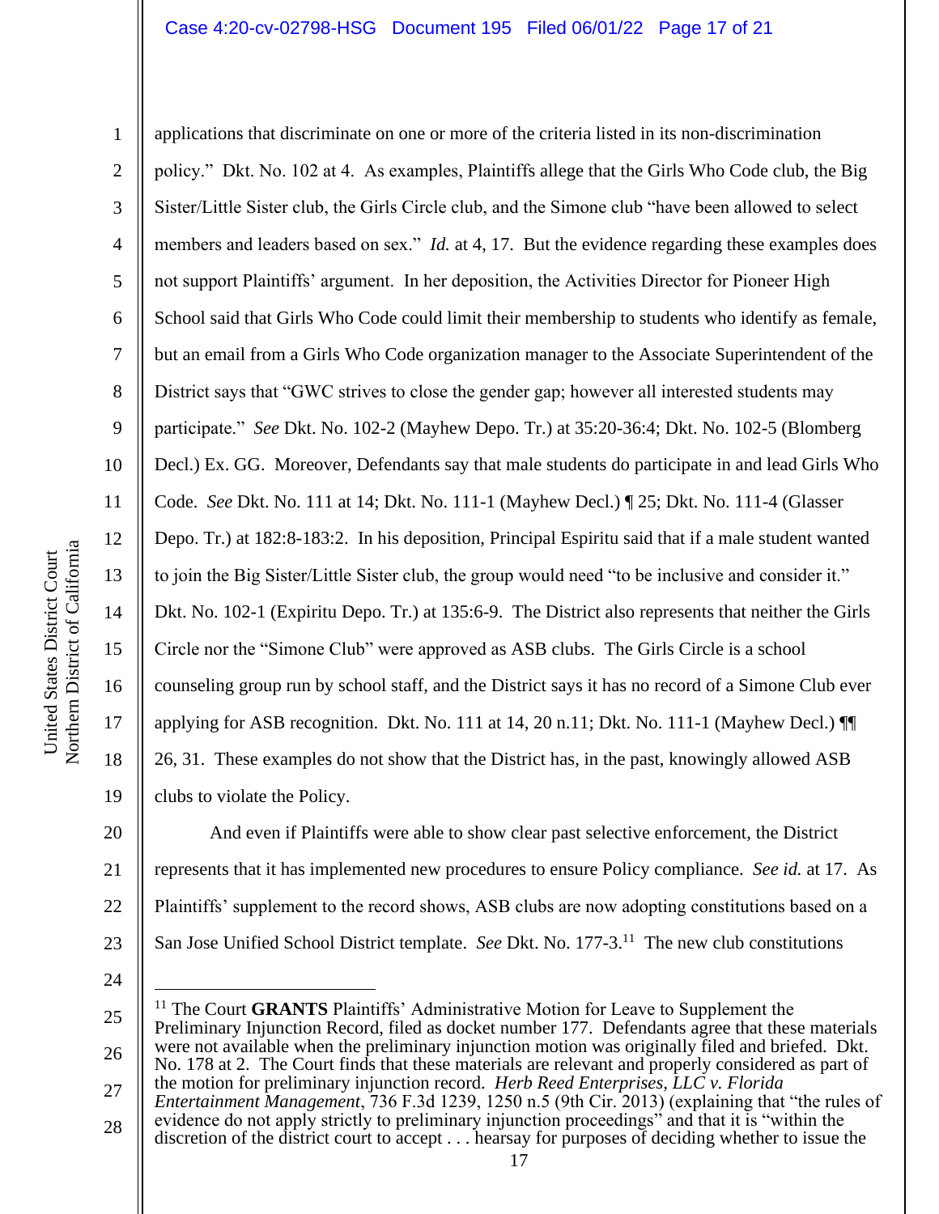applications that discriminate on one or more of the criteria listed in its non-discrimination policy." Dkt. No. 102 at 4. As examples, Plaintiffs allege that the Girls Who Code club, the Big Sister/Little Sister club, the Girls Circle club, and the Simone club "have been allowed to select members and leaders based on sex." *Id.* at 4, 17. But the evidence regarding these examples does not support Plaintiffs' argument. In her deposition, the Activities Director for Pioneer High School said that Girls Who Code could limit their membership to students who identify as female, but an email from a Girls Who Code organization manager to the Associate Superintendent of the District says that "GWC strives to close the gender gap; however all interested students may participate." *See* Dkt. No. 102-2 (Mayhew Depo. Tr.) at 35:20-36:4; Dkt. No. 102-5 (Blomberg Decl.) Ex. GG. Moreover, Defendants say that male students do participate in and lead Girls Who Code. *See* Dkt. No. 111 at 14; Dkt. No. 111-1 (Mayhew Decl.) ¶ 25; Dkt. No. 111-4 (Glasser Depo. Tr.) at 182:8-183:2. In his deposition, Principal Espiritu said that if a male student wanted to join the Big Sister/Little Sister club, the group would need "to be inclusive and consider it." Dkt. No. 102-1 (Expiritu Depo. Tr.) at 135:6-9. The District also represents that neither the Girls Circle nor the "Simone Club" were approved as ASB clubs. The Girls Circle is a school counseling group run by school staff, and the District says it has no record of a Simone Club ever applying for ASB recognition. Dkt. No. 111 at 14, 20 n.11; Dkt. No. 111-1 (Mayhew Decl.) ¶¶ 26, 31. These examples do not show that the District has, in the past, knowingly allowed ASB clubs to violate the Policy.

And even if Plaintiffs were able to show clear past selective enforcement, the District represents that it has implemented new procedures to ensure Policy compliance. *See id.* at 17. As Plaintiffs' supplement to the record shows, ASB clubs are now adopting constitutions based on a San Jose Unified School District template. *See* Dkt. No. 177-3.[11] The new club constitutions

---

[11] The Court **GRANTS** Plaintiffs' Administrative Motion for Leave to Supplement the Preliminary Injunction Record, filed as docket number 177. Defendants agree that these materials were not available when the preliminary injunction motion was originally filed and briefed. Dkt. No. 178 at 2. The Court finds that these materials are relevant and properly considered as part of the motion for preliminary injunction record. *Herb Reed Enterprises, LLC v. Florida Entertainment Management*, 736 F.3d 1239, 1250 n.5 (9th Cir. 2013) (explaining that "the rules of evidence do not apply strictly to preliminary injunction proceedings" and that it is "within the discretion of the district court to accept . . . hearsay for purposes of deciding whether to issue the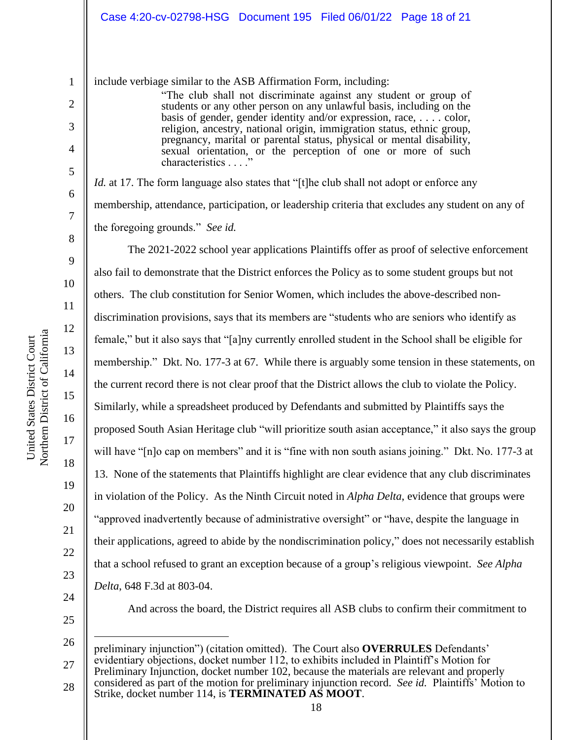include verbiage similar to the ASB Affirmation Form, including:

> "The club shall not discriminate against any student or group of students or any other person on any unlawful basis, including on the basis of gender, gender identity and/or expression, race, . . . . color, religion, ancestry, national origin, immigration status, ethnic group, pregnancy, marital or parental status, physical or mental disability, sexual orientation, or the perception of one or more of such characteristics . . . ."

*Id.* at 17. The form language also states that "[t]he club shall not adopt or enforce any membership, attendance, participation, or leadership criteria that excludes any student on any of the foregoing grounds." *See id.*

The 2021-2022 school year applications Plaintiffs offer as proof of selective enforcement also fail to demonstrate that the District enforces the Policy as to some student groups but not others. The club constitution for Senior Women, which includes the above-described non-discrimination provisions, says that its members are "students who are seniors who identify as female," but it also says that "[a]ny currently enrolled student in the School shall be eligible for membership." Dkt. No. 177-3 at 67. While there is arguably some tension in these statements, on the current record there is not clear proof that the District allows the club to violate the Policy. Similarly, while a spreadsheet produced by Defendants and submitted by Plaintiffs says the proposed South Asian Heritage club "will prioritize south asian acceptance," it also says the group will have "[n]o cap on members" and it is "fine with non south asians joining." Dkt. No. 177-3 at 13. None of the statements that Plaintiffs highlight are clear evidence that any club discriminates in violation of the Policy. As the Ninth Circuit noted in *Alpha Delta*, evidence that groups were "approved inadvertently because of administrative oversight" or "have, despite the language in their applications, agreed to abide by the nondiscrimination policy," does not necessarily establish that a school refused to grant an exception because of a group's religious viewpoint. *See Alpha Delta*, 648 F.3d at 803-04.

And across the board, the District requires all ASB clubs to confirm their commitment to

---

preliminary injunction") (citation omitted). The Court also **OVERRULES** Defendants' evidentiary objections, docket number 112, to exhibits included in Plaintiff's Motion for Preliminary Injunction, docket number 102, because the materials are relevant and properly considered as part of the motion for preliminary injunction record. *See id.* Plaintiffs' Motion to Strike, docket number 114, is **TERMINATED AS MOOT**.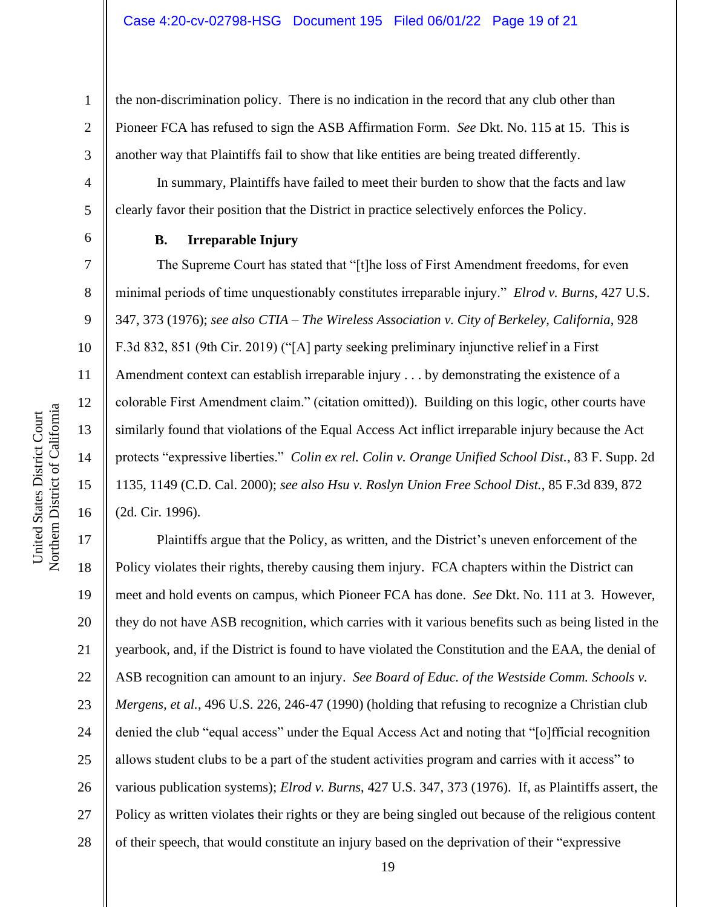the non-discrimination policy. There is no indication in the record that any club other than Pioneer FCA has refused to sign the ASB Affirmation Form. *See* Dkt. No. 115 at 15. This is another way that Plaintiffs fail to show that like entities are being treated differently.

In summary, Plaintiffs have failed to meet their burden to show that the facts and law clearly favor their position that the District in practice selectively enforces the Policy.

### B. Irreparable Injury

The Supreme Court has stated that "[t]he loss of First Amendment freedoms, for even minimal periods of time unquestionably constitutes irreparable injury." *Elrod v. Burns*, 427 U.S. 347, 373 (1976); *see also CTIA – The Wireless Association v. City of Berkeley, California*, 928 F.3d 832, 851 (9th Cir. 2019) ("[A] party seeking preliminary injunctive relief in a First Amendment context can establish irreparable injury . . . by demonstrating the existence of a colorable First Amendment claim." (citation omitted)). Building on this logic, other courts have similarly found that violations of the Equal Access Act inflict irreparable injury because the Act protects "expressive liberties." *Colin ex rel. Colin v. Orange Unified School Dist.*, 83 F. Supp. 2d 1135, 1149 (C.D. Cal. 2000); *see also Hsu v. Roslyn Union Free School Dist.*, 85 F.3d 839, 872 (2d. Cir. 1996).

Plaintiffs argue that the Policy, as written, and the District's uneven enforcement of the Policy violates their rights, thereby causing them injury. FCA chapters within the District can meet and hold events on campus, which Pioneer FCA has done. *See* Dkt. No. 111 at 3. However, they do not have ASB recognition, which carries with it various benefits such as being listed in the yearbook, and, if the District is found to have violated the Constitution and the EAA, the denial of ASB recognition can amount to an injury. *See Board of Educ. of the Westside Comm. Schools v. Mergens, et al.*, 496 U.S. 226, 246-47 (1990) (holding that refusing to recognize a Christian club denied the club "equal access" under the Equal Access Act and noting that "[o]fficial recognition allows student clubs to be a part of the student activities program and carries with it access" to various publication systems); *Elrod v. Burns*, 427 U.S. 347, 373 (1976). If, as Plaintiffs assert, the Policy as written violates their rights or they are being singled out because of the religious content of their speech, that would constitute an injury based on the deprivation of their "expressive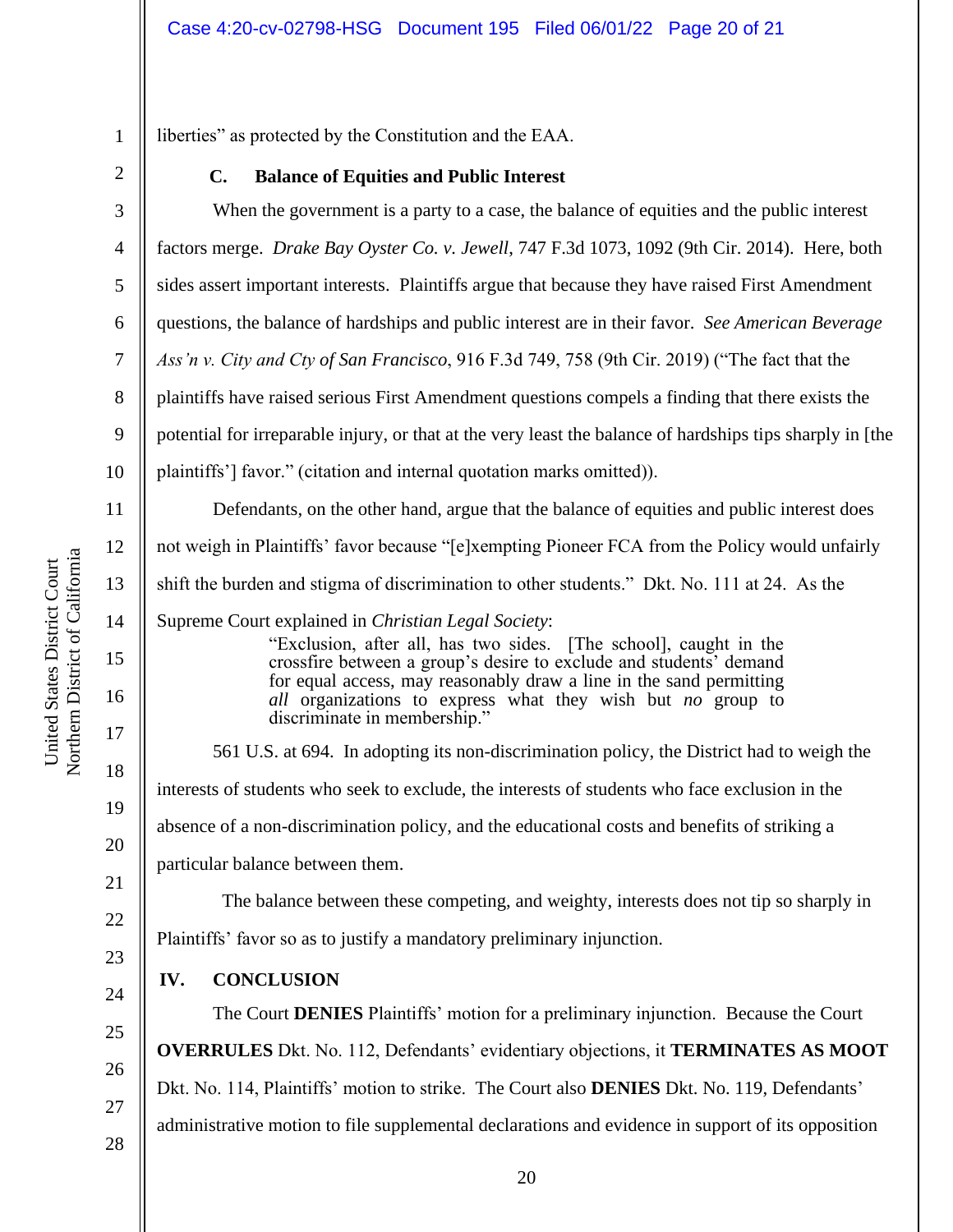liberties" as protected by the Constitution and the EAA.

### C. Balance of Equities and Public Interest

When the government is a party to a case, the balance of equities and the public interest factors merge. *Drake Bay Oyster Co. v. Jewell*, 747 F.3d 1073, 1092 (9th Cir. 2014). Here, both sides assert important interests. Plaintiffs argue that because they have raised First Amendment questions, the balance of hardships and public interest are in their favor. *See American Beverage Ass'n v. City and Cty of San Francisco*, 916 F.3d 749, 758 (9th Cir. 2019) ("The fact that the plaintiffs have raised serious First Amendment questions compels a finding that there exists the potential for irreparable injury, or that at the very least the balance of hardships tips sharply in [the plaintiffs'] favor." (citation and internal quotation marks omitted)).

Defendants, on the other hand, argue that the balance of equities and public interest does not weigh in Plaintiffs' favor because "[e]xempting Pioneer FCA from the Policy would unfairly shift the burden and stigma of discrimination to other students." Dkt. No. 111 at 24. As the Supreme Court explained in *Christian Legal Society*:

> "Exclusion, after all, has two sides. [The school], caught in the crossfire between a group's desire to exclude and students' demand for equal access, may reasonably draw a line in the sand permitting *all* organizations to express what they wish but *no* group to discriminate in membership."

561 U.S. at 694. In adopting its non-discrimination policy, the District had to weigh the interests of students who seek to exclude, the interests of students who face exclusion in the absence of a non-discrimination policy, and the educational costs and benefits of striking a particular balance between them.

The balance between these competing, and weighty, interests does not tip so sharply in Plaintiffs' favor so as to justify a mandatory preliminary injunction.

## IV. CONCLUSION

The Court **DENIES** Plaintiffs' motion for a preliminary injunction. Because the Court **OVERRULES** Dkt. No. 112, Defendants' evidentiary objections, it **TERMINATES AS MOOT** Dkt. No. 114, Plaintiffs' motion to strike. The Court also **DENIES** Dkt. No. 119, Defendants' administrative motion to file supplemental declarations and evidence in support of its opposition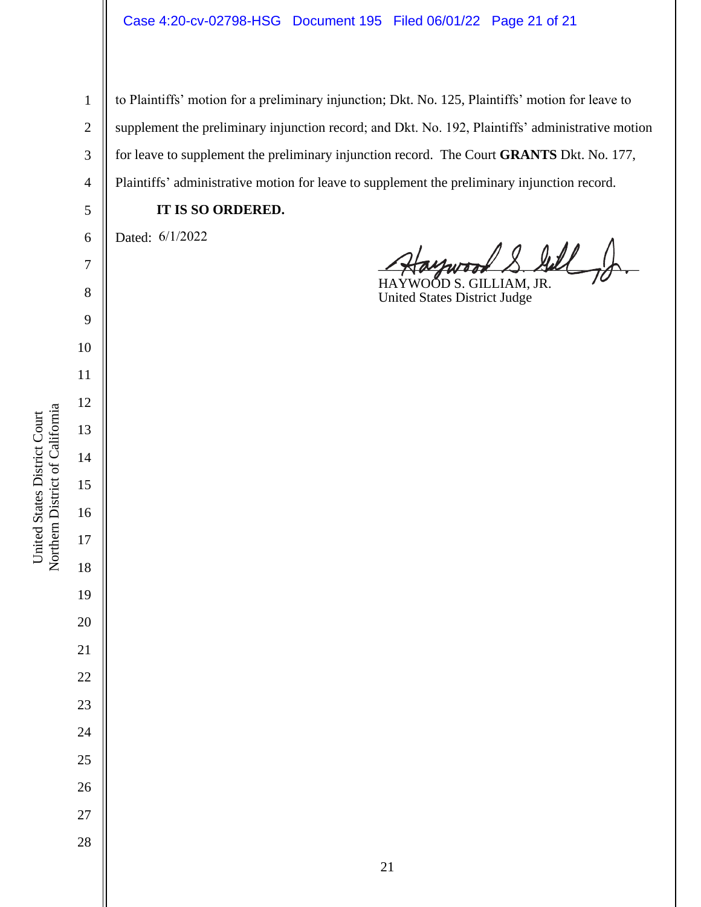to Plaintiffs' motion for a preliminary injunction; Dkt. No. 125, Plaintiffs' motion for leave to supplement the preliminary injunction record; and Dkt. No. 192, Plaintiffs' administrative motion for leave to supplement the preliminary injunction record. The Court **GRANTS** Dkt. No. 177, Plaintiffs' administrative motion for leave to supplement the preliminary injunction record.

**IT IS SO ORDERED.**

Dated: 6/1/2022

HAYWOOD S. GILLIAM, JR.
United States District Judge